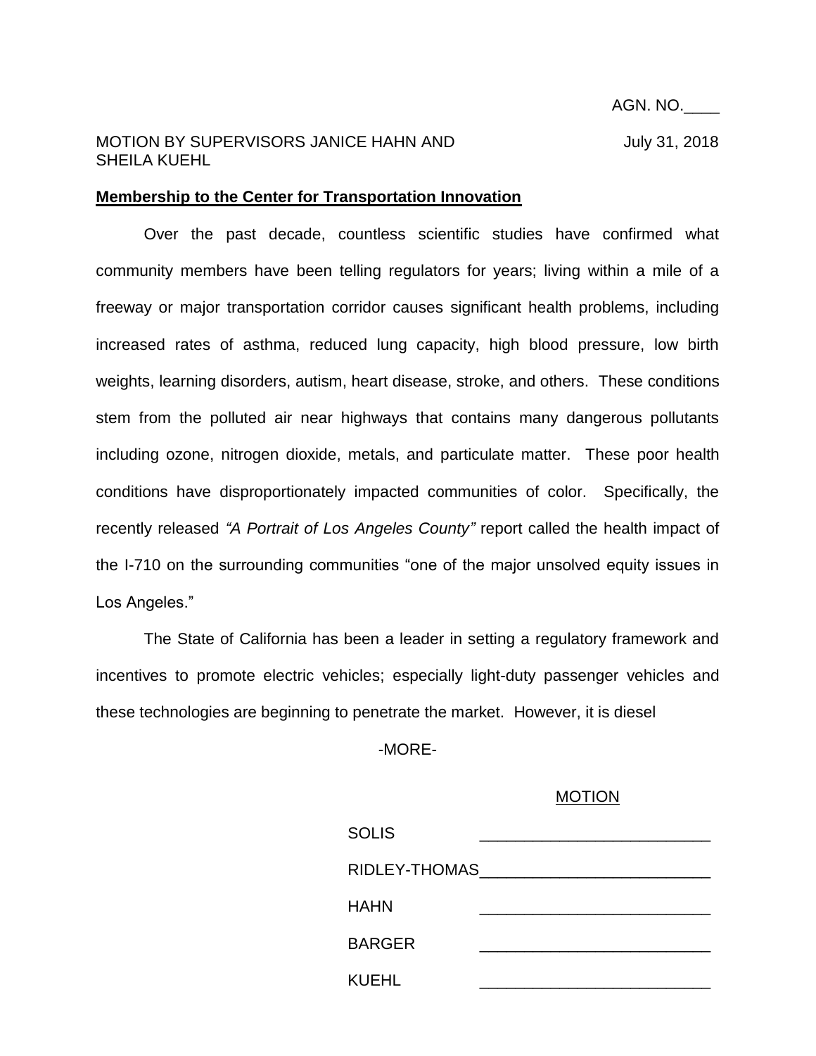AGN. NO.\_\_\_\_

MOTION BY SUPERVISORS JANICE HAHN AND SHEILA KUEHL

July 31, 2018

**Membership to the Center for Transportation Innovation**

Over the past decade, countless scientific studies have confirmed what community members have been telling regulators for years; living within a mile of a freeway or major transportation corridor causes significant health problems, including increased rates of asthma, reduced lung capacity, high blood pressure, low birth weights, learning disorders, autism, heart disease, stroke, and others. These conditions stem from the polluted air near highways that contains many dangerous pollutants including ozone, nitrogen dioxide, metals, and particulate matter. These poor health conditions have disproportionately impacted communities of color. Specifically, the recently released *"A Portrait of Los Angeles County"* report called the health impact of the I-710 on the surrounding communities "one of the major unsolved equity issues in Los Angeles."

The State of California has been a leader in setting a regulatory framework and incentives to promote electric vehicles; especially light-duty passenger vehicles and these technologies are beginning to penetrate the market. However, it is diesel

-MORE-

MOTION

| | |
|---|---|
| SOLIS | \_\_\_\_\_\_\_\_\_\_\_\_\_\_\_\_\_\_\_\_\_\_\_\_\_\_ |
| RIDLEY-THOMAS | \_\_\_\_\_\_\_\_\_\_\_\_\_\_\_\_\_\_\_\_\_\_\_\_\_\_ |
| HAHN | \_\_\_\_\_\_\_\_\_\_\_\_\_\_\_\_\_\_\_\_\_\_\_\_\_\_ |
| BARGER | \_\_\_\_\_\_\_\_\_\_\_\_\_\_\_\_\_\_\_\_\_\_\_\_\_\_ |
| KUEHL | \_\_\_\_\_\_\_\_\_\_\_\_\_\_\_\_\_\_\_\_\_\_\_\_\_\_ |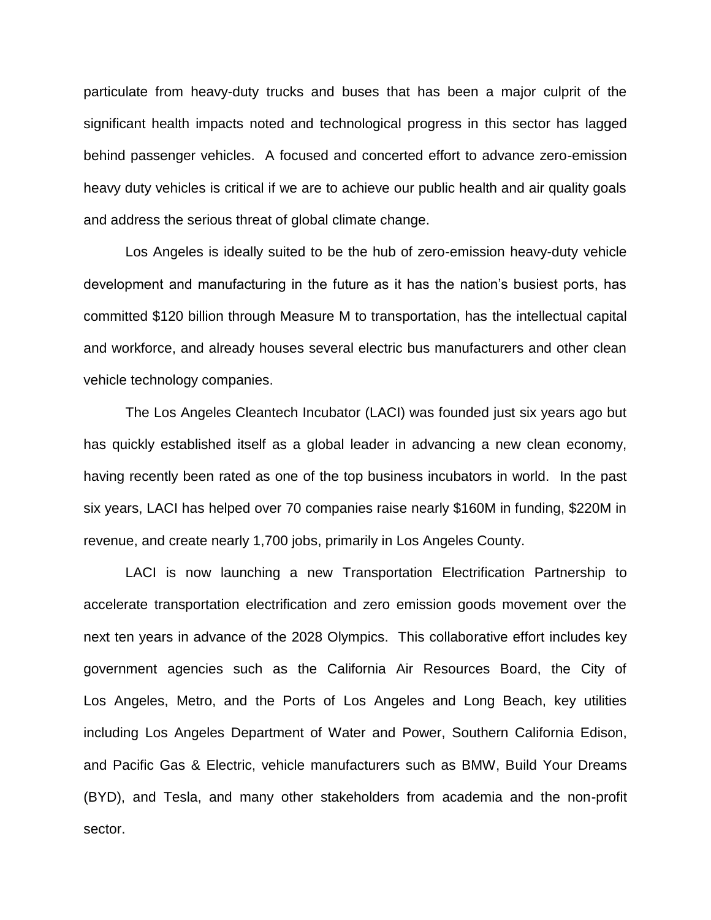particulate from heavy-duty trucks and buses that has been a major culprit of the significant health impacts noted and technological progress in this sector has lagged behind passenger vehicles. A focused and concerted effort to advance zero-emission heavy duty vehicles is critical if we are to achieve our public health and air quality goals and address the serious threat of global climate change.

Los Angeles is ideally suited to be the hub of zero-emission heavy-duty vehicle development and manufacturing in the future as it has the nation's busiest ports, has committed $120 billion through Measure M to transportation, has the intellectual capital and workforce, and already houses several electric bus manufacturers and other clean vehicle technology companies.

The Los Angeles Cleantech Incubator (LACI) was founded just six years ago but has quickly established itself as a global leader in advancing a new clean economy, having recently been rated as one of the top business incubators in world. In the past six years, LACI has helped over 70 companies raise nearly $160M in funding, $220M in revenue, and create nearly 1,700 jobs, primarily in Los Angeles County.

LACI is now launching a new Transportation Electrification Partnership to accelerate transportation electrification and zero emission goods movement over the next ten years in advance of the 2028 Olympics. This collaborative effort includes key government agencies such as the California Air Resources Board, the City of Los Angeles, Metro, and the Ports of Los Angeles and Long Beach, key utilities including Los Angeles Department of Water and Power, Southern California Edison, and Pacific Gas & Electric, vehicle manufacturers such as BMW, Build Your Dreams (BYD), and Tesla, and many other stakeholders from academia and the non-profit sector.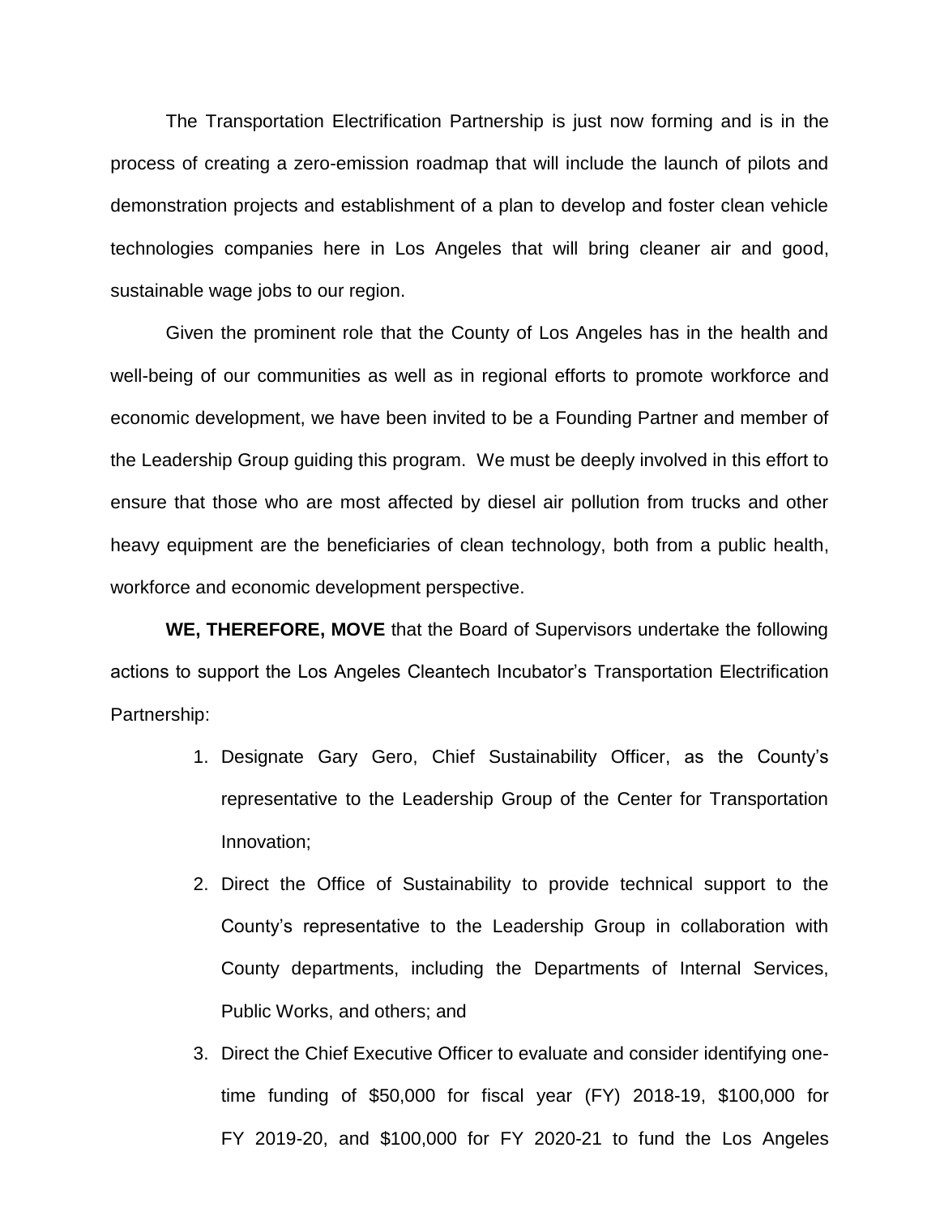The Transportation Electrification Partnership is just now forming and is in the process of creating a zero-emission roadmap that will include the launch of pilots and demonstration projects and establishment of a plan to develop and foster clean vehicle technologies companies here in Los Angeles that will bring cleaner air and good, sustainable wage jobs to our region.

Given the prominent role that the County of Los Angeles has in the health and well-being of our communities as well as in regional efforts to promote workforce and economic development, we have been invited to be a Founding Partner and member of the Leadership Group guiding this program. We must be deeply involved in this effort to ensure that those who are most affected by diesel air pollution from trucks and other heavy equipment are the beneficiaries of clean technology, both from a public health, workforce and economic development perspective.

**WE, THEREFORE, MOVE** that the Board of Supervisors undertake the following actions to support the Los Angeles Cleantech Incubator's Transportation Electrification Partnership:

1. Designate Gary Gero, Chief Sustainability Officer, as the County's representative to the Leadership Group of the Center for Transportation Innovation;
2. Direct the Office of Sustainability to provide technical support to the County's representative to the Leadership Group in collaboration with County departments, including the Departments of Internal Services, Public Works, and others; and
3. Direct the Chief Executive Officer to evaluate and consider identifying one-time funding of $50,000 for fiscal year (FY) 2018-19, $100,000 for FY 2019-20, and $100,000 for FY 2020-21 to fund the Los Angeles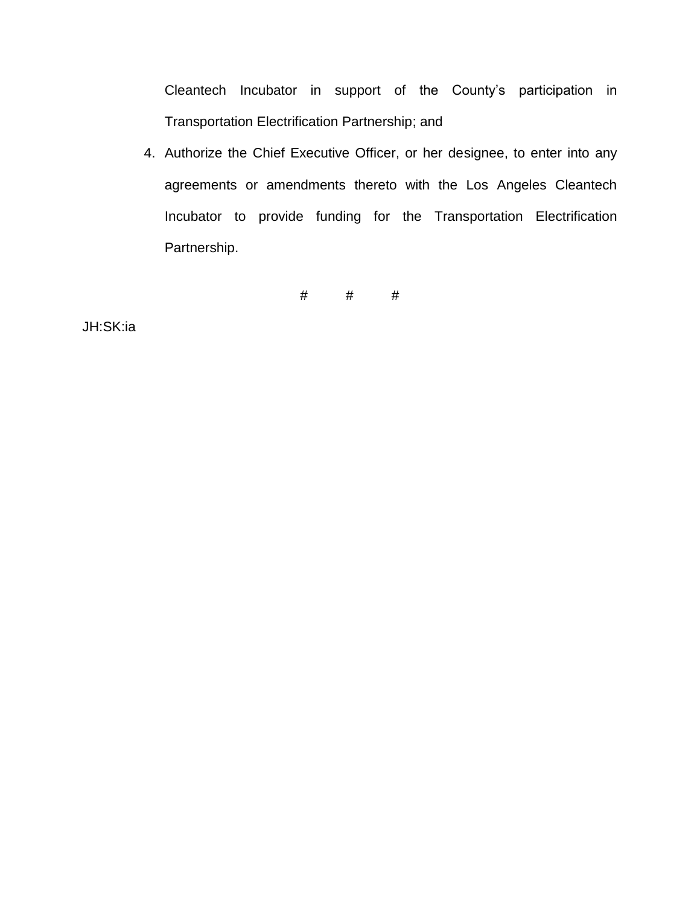Cleantech Incubator in support of the County's participation in Transportation Electrification Partnership; and

4. Authorize the Chief Executive Officer, or her designee, to enter into any agreements or amendments thereto with the Los Angeles Cleantech Incubator to provide funding for the Transportation Electrification Partnership.

# # #

JH:SK:ia